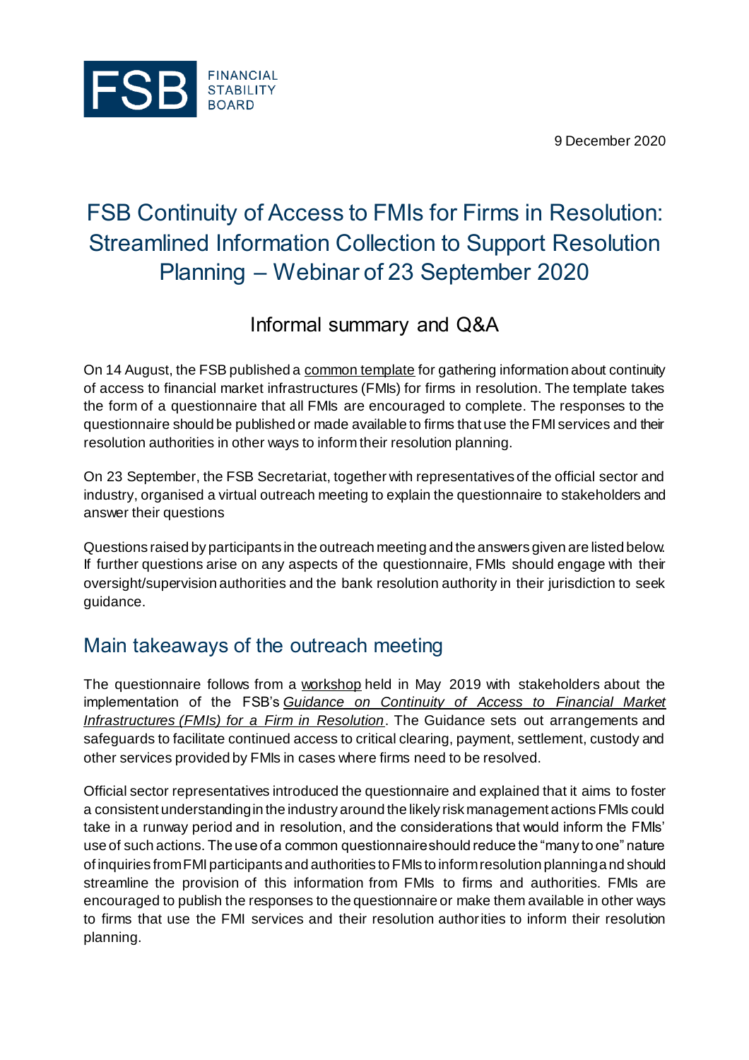9 December 2020

# FSB Continuity of Access to FMIs for Firms in Resolution: Streamlined Information Collection to Support Resolution Planning – Webinar of 23 September 2020

## Informal summary and Q&A

On 14 August, the FSB published a common template for gathering information about continuity of access to financial market infrastructures (FMIs) for firms in resolution. The template takes the form of a questionnaire that all FMIs are encouraged to complete. The responses to the questionnaire should be published or made available to firms that use the FMI services and their resolution authorities in other ways to inform their resolution planning.

On 23 September, the FSB Secretariat, together with representatives of the official sector and industry, organised a virtual outreach meeting to explain the questionnaire to stakeholders and answer their questions

Questions raised by participants in the outreach meeting and the answers given are listed below. If further questions arise on any aspects of the questionnaire, FMIs should engage with their oversight/supervision authorities and the bank resolution authority in their jurisdiction to seek guidance.

## Main takeaways of the outreach meeting

The questionnaire follows from a workshop held in May 2019 with stakeholders about the implementation of the FSB's *Guidance on Continuity of Access to Financial Market Infrastructures (FMIs) for a Firm in Resolution*. The Guidance sets out arrangements and safeguards to facilitate continued access to critical clearing, payment, settlement, custody and other services provided by FMIs in cases where firms need to be resolved.

Official sector representatives introduced the questionnaire and explained that it aims to foster a consistent understanding in the industry around the likely risk management actions FMIs could take in a runway period and in resolution, and the considerations that would inform the FMIs' use of such actions. The use of a common questionnaire should reduce the "many to one" nature of inquiries from FMI participants and authorities to FMIs to inform resolution planning and should streamline the provision of this information from FMIs to firms and authorities. FMIs are encouraged to publish the responses to the questionnaire or make them available in other ways to firms that use the FMI services and their resolution authorities to inform their resolution planning.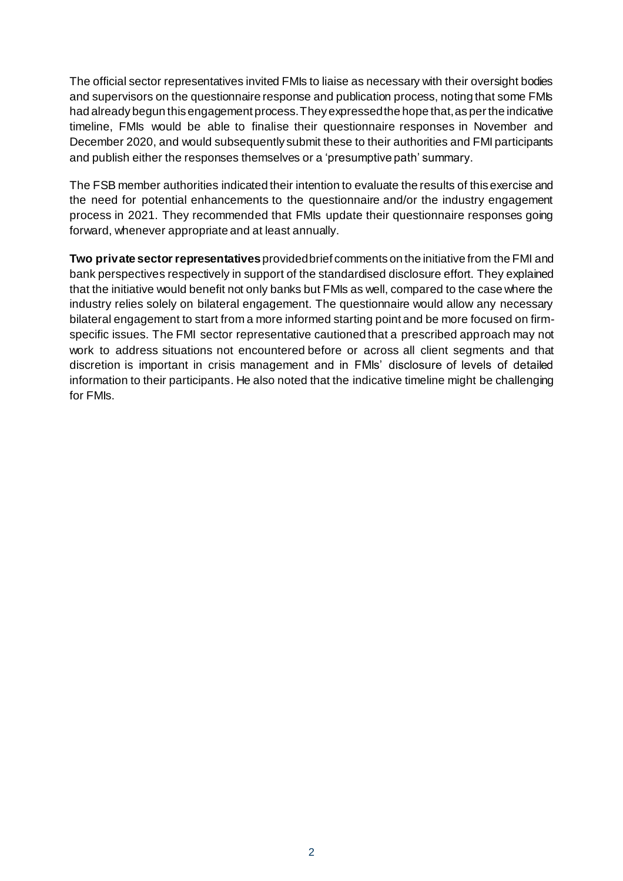The official sector representatives invited FMIs to liaise as necessary with their oversight bodies and supervisors on the questionnaire response and publication process, noting that some FMIs had already begun this engagement process. They expressed the hope that, as per the indicative timeline, FMIs would be able to finalise their questionnaire responses in November and December 2020, and would subsequently submit these to their authorities and FMI participants and publish either the responses themselves or a 'presumptive path' summary.

The FSB member authorities indicated their intention to evaluate the results of this exercise and the need for potential enhancements to the questionnaire and/or the industry engagement process in 2021. They recommended that FMIs update their questionnaire responses going forward, whenever appropriate and at least annually.

**Two private sector representatives** provided brief comments on the initiative from the FMI and bank perspectives respectively in support of the standardised disclosure effort. They explained that the initiative would benefit not only banks but FMIs as well, compared to the case where the industry relies solely on bilateral engagement. The questionnaire would allow any necessary bilateral engagement to start from a more informed starting point and be more focused on firm-specific issues. The FMI sector representative cautioned that a prescribed approach may not work to address situations not encountered before or across all client segments and that discretion is important in crisis management and in FMIs' disclosure of levels of detailed information to their participants. He also noted that the indicative timeline might be challenging for FMIs.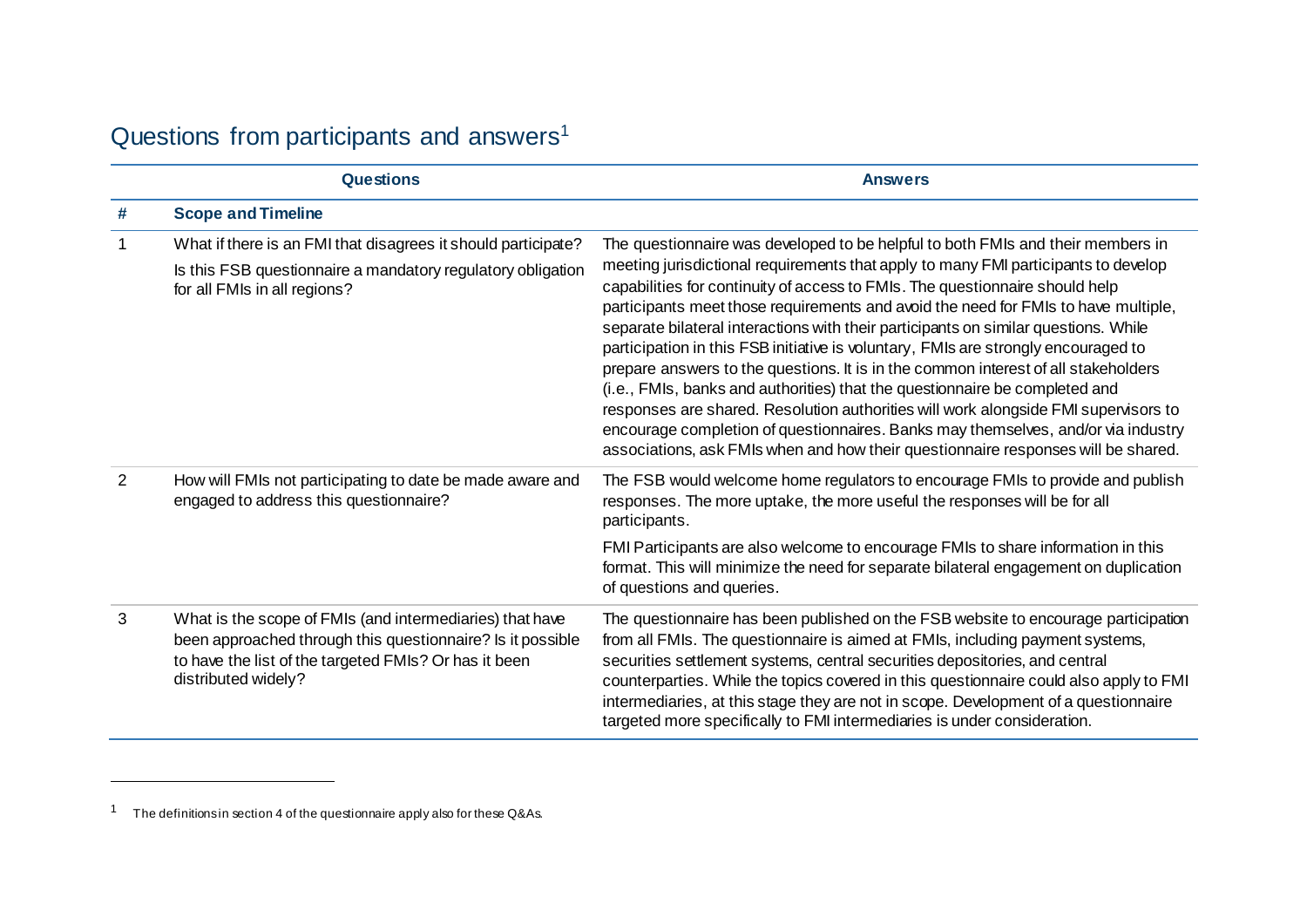## Questions from participants and answers[1]

| # | Questions | Answers |
|---|---|---|
| # | **Scope and Timeline** | |
| 1 | What if there is an FMI that disagrees it should participate? Is this FSB questionnaire a mandatory regulatory obligation for all FMIs in all regions? | The questionnaire was developed to be helpful to both FMIs and their members in meeting jurisdictional requirements that apply to many FMI participants to develop capabilities for continuity of access to FMIs. The questionnaire should help participants meet those requirements and avoid the need for FMIs to have multiple, separate bilateral interactions with their participants on similar questions. While participation in this FSB initiative is voluntary, FMIs are strongly encouraged to prepare answers to the questions. It is in the common interest of all stakeholders (i.e., FMIs, banks and authorities) that the questionnaire be completed and responses are shared. Resolution authorities will work alongside FMI supervisors to encourage completion of questionnaires. Banks may themselves, and/or via industry associations, ask FMIs when and how their questionnaire responses will be shared. |
| 2 | How will FMIs not participating to date be made aware and engaged to address this questionnaire? | The FSB would welcome home regulators to encourage FMIs to provide and publish responses. The more uptake, the more useful the responses will be for all participants. FMI Participants are also welcome to encourage FMIs to share information in this format. This will minimize the need for separate bilateral engagement on duplication of questions and queries. |
| 3 | What is the scope of FMIs (and intermediaries) that have been approached through this questionnaire? Is it possible to have the list of the targeted FMIs? Or has it been distributed widely? | The questionnaire has been published on the FSB website to encourage participation from all FMIs. The questionnaire is aimed at FMIs, including payment systems, securities settlement systems, central securities depositories, and central counterparties. While the topics covered in this questionnaire could also apply to FMI intermediaries, at this stage they are not in scope. Development of a questionnaire targeted more specifically to FMI intermediaries is under consideration. |

[1] The definitions in section 4 of the questionnaire apply also for these Q&As.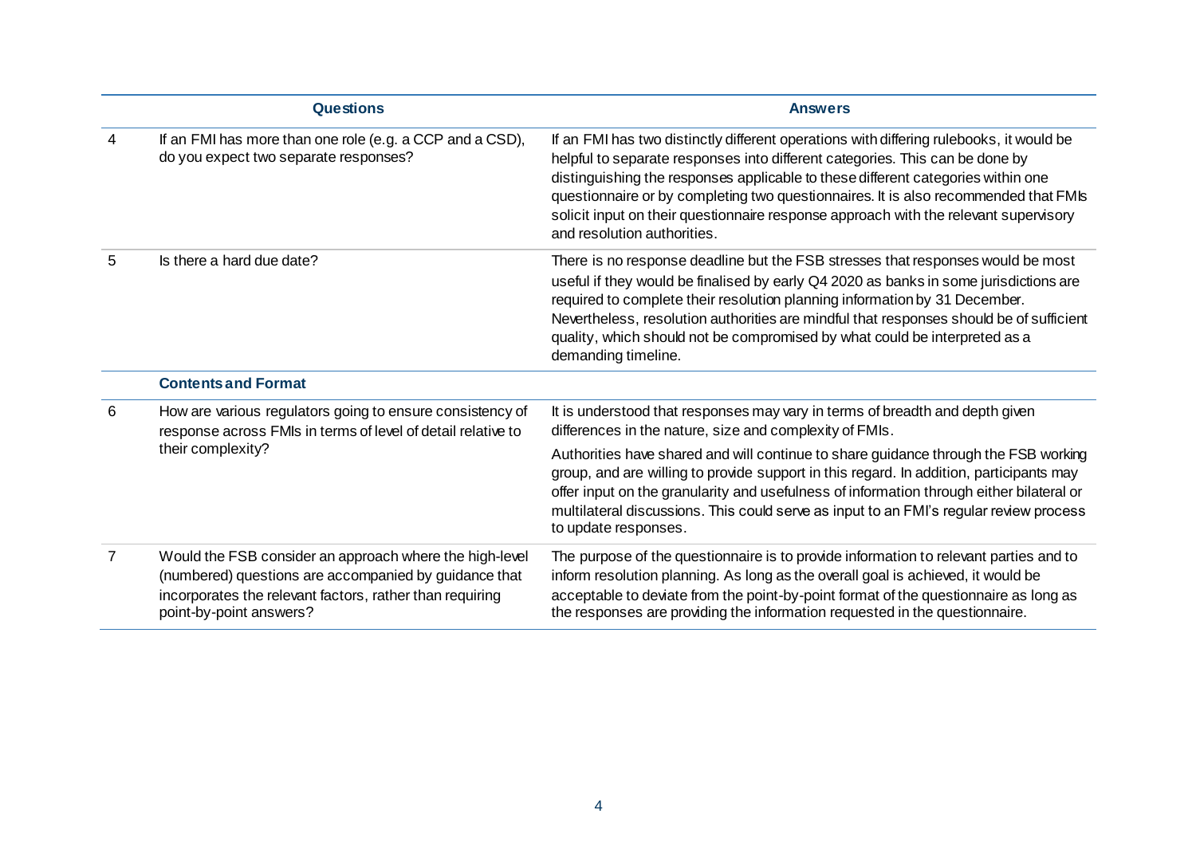| | Questions | Answers |
|---|---|---|
| 4 | If an FMI has more than one role (e.g. a CCP and a CSD), do you expect two separate responses? | If an FMI has two distinctly different operations with differing rulebooks, it would be helpful to separate responses into different categories. This can be done by distinguishing the responses applicable to these different categories within one questionnaire or by completing two questionnaires. It is also recommended that FMIs solicit input on their questionnaire response approach with the relevant supervisory and resolution authorities. |
| 5 | Is there a hard due date? | There is no response deadline but the FSB stresses that responses would be most useful if they would be finalised by early Q4 2020 as banks in some jurisdictions are required to complete their resolution planning information by 31 December. Nevertheless, resolution authorities are mindful that responses should be of sufficient quality, which should not be compromised by what could be interpreted as a demanding timeline. |
| | **Contents and Format** | |
| 6 | How are various regulators going to ensure consistency of response across FMIs in terms of level of detail relative to their complexity? | It is understood that responses may vary in terms of breadth and depth given differences in the nature, size and complexity of FMIs.<br><br>Authorities have shared and will continue to share guidance through the FSB working group, and are willing to provide support in this regard. In addition, participants may offer input on the granularity and usefulness of information through either bilateral or multilateral discussions. This could serve as input to an FMI's regular review process to update responses. |
| 7 | Would the FSB consider an approach where the high-level (numbered) questions are accompanied by guidance that incorporates the relevant factors, rather than requiring point-by-point answers? | The purpose of the questionnaire is to provide information to relevant parties and to inform resolution planning. As long as the overall goal is achieved, it would be acceptable to deviate from the point-by-point format of the questionnaire as long as the responses are providing the information requested in the questionnaire. |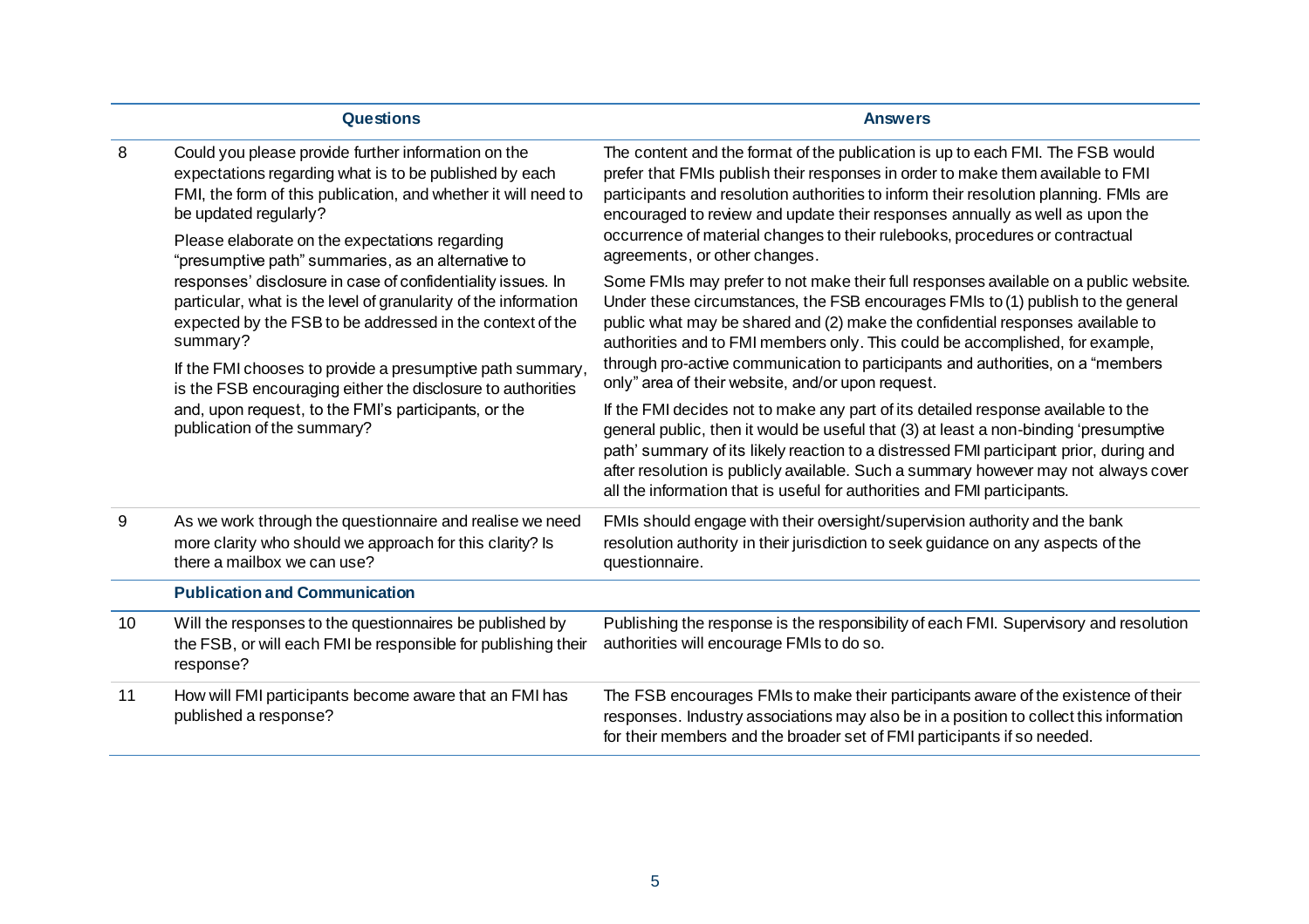| | Questions | Answers |
|---|---|---|
| 8 | Could you please provide further information on the expectations regarding what is to be published by each FMI, the form of this publication, and whether it will need to be updated regularly?<br><br>Please elaborate on the expectations regarding "presumptive path" summaries, as an alternative to responses' disclosure in case of confidentiality issues. In particular, what is the level of granularity of the information expected by the FSB to be addressed in the context of the summary?<br><br>If the FMI chooses to provide a presumptive path summary, is the FSB encouraging either the disclosure to authorities and, upon request, to the FMI's participants, or the publication of the summary? | The content and the format of the publication is up to each FMI. The FSB would prefer that FMIs publish their responses in order to make them available to FMI participants and resolution authorities to inform their resolution planning. FMIs are encouraged to review and update their responses annually as well as upon the occurrence of material changes to their rulebooks, procedures or contractual agreements, or other changes.<br><br>Some FMIs may prefer to not make their full responses available on a public website. Under these circumstances, the FSB encourages FMIs to (1) publish to the general public what may be shared and (2) make the confidential responses available to authorities and to FMI members only. This could be accomplished, for example, through pro-active communication to participants and authorities, on a "members only" area of their website, and/or upon request.<br><br>If the FMI decides not to make any part of its detailed response available to the general public, then it would be useful that (3) at least a non-binding 'presumptive path' summary of its likely reaction to a distressed FMI participant prior, during and after resolution is publicly available. Such a summary however may not always cover all the information that is useful for authorities and FMI participants. |
| 9 | As we work through the questionnaire and realise we need more clarity who should we approach for this clarity? Is there a mailbox we can use? | FMIs should engage with their oversight/supervision authority and the bank resolution authority in their jurisdiction to seek guidance on any aspects of the questionnaire. |
| | **Publication and Communication** | |
| 10 | Will the responses to the questionnaires be published by the FSB, or will each FMI be responsible for publishing their response? | Publishing the response is the responsibility of each FMI. Supervisory and resolution authorities will encourage FMIs to do so. |
| 11 | How will FMI participants become aware that an FMI has published a response? | The FSB encourages FMIs to make their participants aware of the existence of their responses. Industry associations may also be in a position to collect this information for their members and the broader set of FMI participants if so needed. |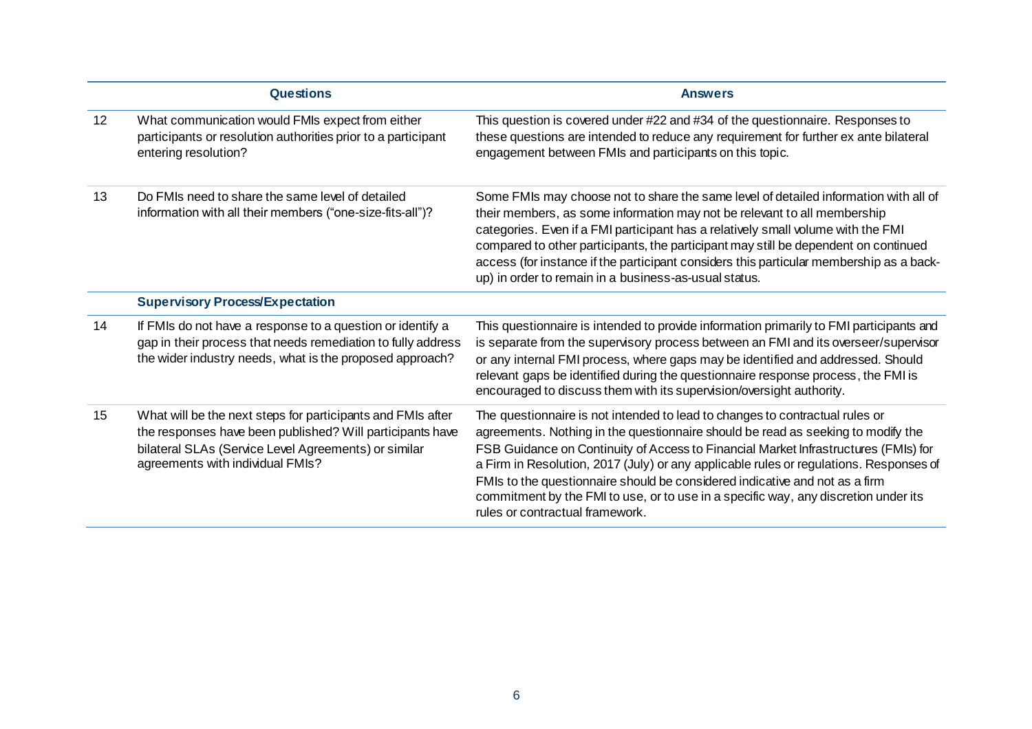| | Questions | Answers |
|---|---|---|
| 12 | What communication would FMIs expect from either participants or resolution authorities prior to a participant entering resolution? | This question is covered under #22 and #34 of the questionnaire. Responses to these questions are intended to reduce any requirement for further ex ante bilateral engagement between FMIs and participants on this topic. |
| 13 | Do FMIs need to share the same level of detailed information with all their members ("one-size-fits-all")? | Some FMIs may choose not to share the same level of detailed information with all of their members, as some information may not be relevant to all membership categories. Even if a FMI participant has a relatively small volume with the FMI compared to other participants, the participant may still be dependent on continued access (for instance if the participant considers this particular membership as a back-up) in order to remain in a business-as-usual status. |
| | **Supervisory Process/Expectation** | |
| 14 | If FMIs do not have a response to a question or identify a gap in their process that needs remediation to fully address the wider industry needs, what is the proposed approach? | This questionnaire is intended to provide information primarily to FMI participants and is separate from the supervisory process between an FMI and its overseer/supervisor or any internal FMI process, where gaps may be identified and addressed. Should relevant gaps be identified during the questionnaire response process, the FMI is encouraged to discuss them with its supervision/oversight authority. |
| 15 | What will be the next steps for participants and FMIs after the responses have been published? Will participants have bilateral SLAs (Service Level Agreements) or similar agreements with individual FMIs? | The questionnaire is not intended to lead to changes to contractual rules or agreements. Nothing in the questionnaire should be read as seeking to modify the FSB Guidance on Continuity of Access to Financial Market Infrastructures (FMIs) for a Firm in Resolution, 2017 (July) or any applicable rules or regulations. Responses of FMIs to the questionnaire should be considered indicative and not as a firm commitment by the FMI to use, or to use in a specific way, any discretion under its rules or contractual framework. |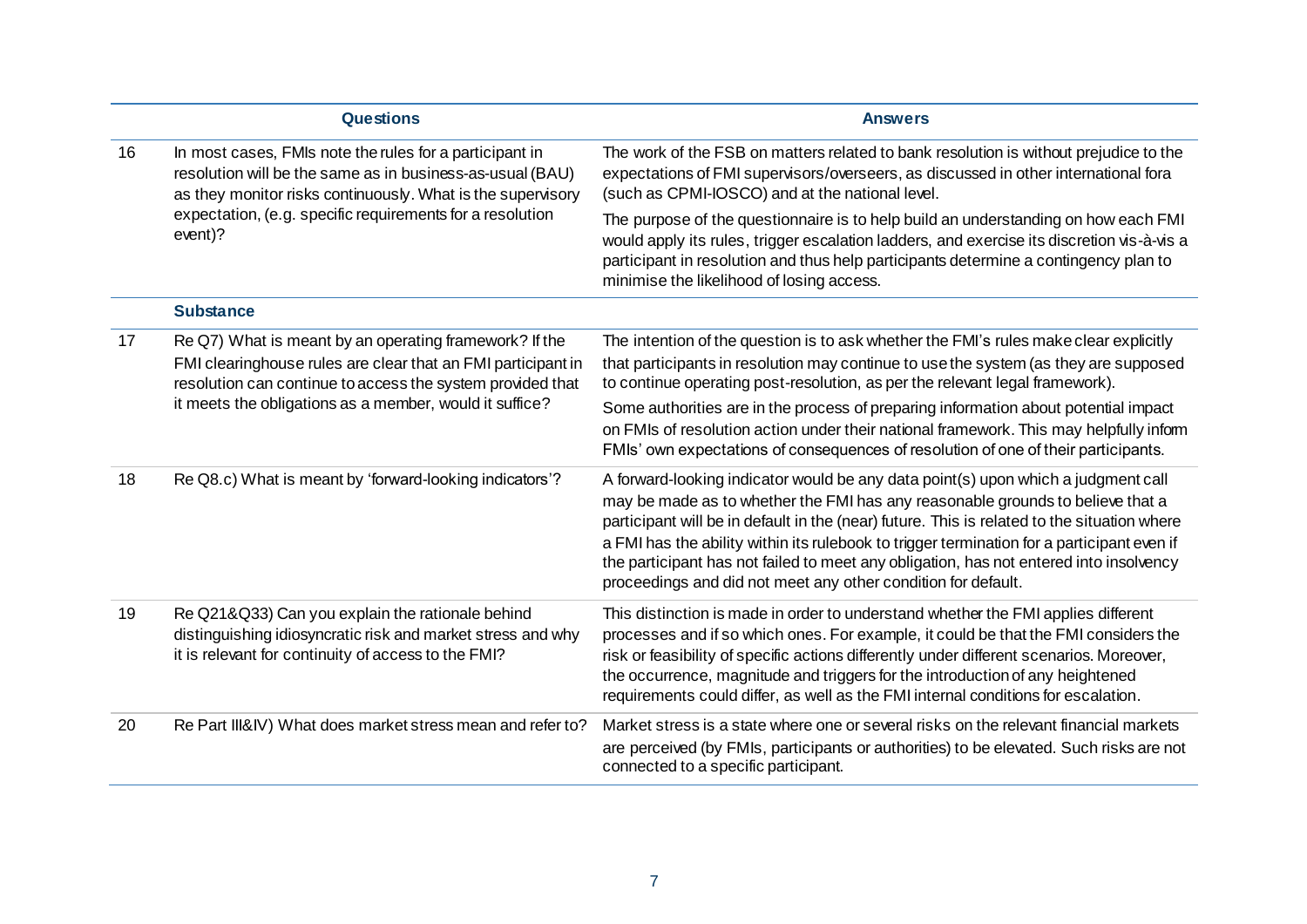| | Questions | Answers |
|---|---|---|
| 16 | In most cases, FMIs note the rules for a participant in resolution will be the same as in business-as-usual (BAU) as they monitor risks continuously. What is the supervisory expectation, (e.g. specific requirements for a resolution event)? | The work of the FSB on matters related to bank resolution is without prejudice to the expectations of FMI supervisors/overseers, as discussed in other international fora (such as CPMI-IOSCO) and at the national level.<br><br>The purpose of the questionnaire is to help build an understanding on how each FMI would apply its rules, trigger escalation ladders, and exercise its discretion vis-à-vis a participant in resolution and thus help participants determine a contingency plan to minimise the likelihood of losing access. |
| | **Substance** | |
| 17 | Re Q7) What is meant by an operating framework? If the FMI clearinghouse rules are clear that an FMI participant in resolution can continue to access the system provided that it meets the obligations as a member, would it suffice? | The intention of the question is to ask whether the FMI's rules make clear explicitly that participants in resolution may continue to use the system (as they are supposed to continue operating post-resolution, as per the relevant legal framework).<br><br>Some authorities are in the process of preparing information about potential impact on FMIs of resolution action under their national framework. This may helpfully inform FMIs' own expectations of consequences of resolution of one of their participants. |
| 18 | Re Q8.c) What is meant by 'forward-looking indicators'? | A forward-looking indicator would be any data point(s) upon which a judgment call may be made as to whether the FMI has any reasonable grounds to believe that a participant will be in default in the (near) future. This is related to the situation where a FMI has the ability within its rulebook to trigger termination for a participant even if the participant has not failed to meet any obligation, has not entered into insolvency proceedings and did not meet any other condition for default. |
| 19 | Re Q21&Q33) Can you explain the rationale behind distinguishing idiosyncratic risk and market stress and why it is relevant for continuity of access to the FMI? | This distinction is made in order to understand whether the FMI applies different processes and if so which ones. For example, it could be that the FMI considers the risk or feasibility of specific actions differently under different scenarios. Moreover, the occurrence, magnitude and triggers for the introduction of any heightened requirements could differ, as well as the FMI internal conditions for escalation. |
| 20 | Re Part III&IV) What does market stress mean and refer to? | Market stress is a state where one or several risks on the relevant financial markets are perceived (by FMIs, participants or authorities) to be elevated. Such risks are not connected to a specific participant. |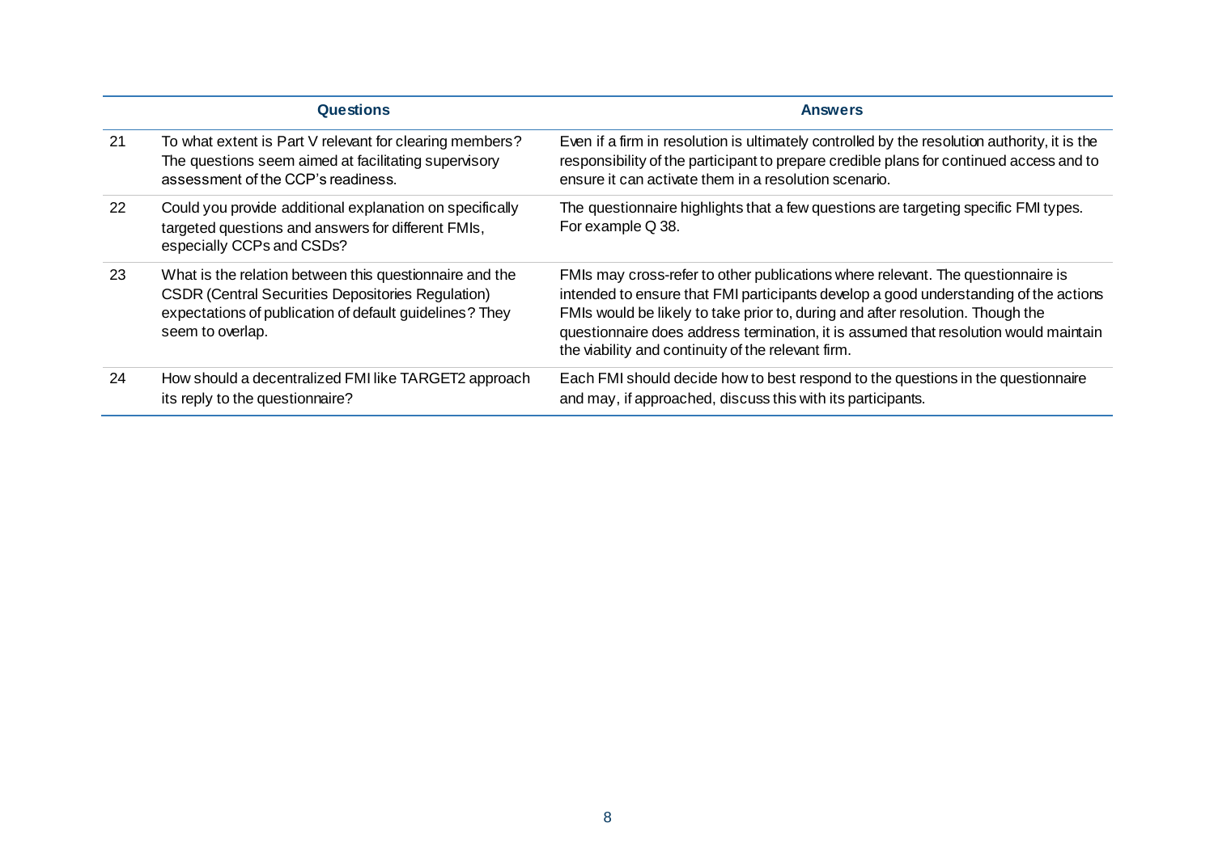| | Questions | Answers |
|---|---|---|
| 21 | To what extent is Part V relevant for clearing members? The questions seem aimed at facilitating supervisory assessment of the CCP's readiness. | Even if a firm in resolution is ultimately controlled by the resolution authority, it is the responsibility of the participant to prepare credible plans for continued access and to ensure it can activate them in a resolution scenario. |
| 22 | Could you provide additional explanation on specifically targeted questions and answers for different FMIs, especially CCPs and CSDs? | The questionnaire highlights that a few questions are targeting specific FMI types. For example Q 38. |
| 23 | What is the relation between this questionnaire and the CSDR (Central Securities Depositories Regulation) expectations of publication of default guidelines? They seem to overlap. | FMIs may cross-refer to other publications where relevant. The questionnaire is intended to ensure that FMI participants develop a good understanding of the actions FMIs would be likely to take prior to, during and after resolution. Though the questionnaire does address termination, it is assumed that resolution would maintain the viability and continuity of the relevant firm. |
| 24 | How should a decentralized FMI like TARGET2 approach its reply to the questionnaire? | Each FMI should decide how to best respond to the questions in the questionnaire and may, if approached, discuss this with its participants. |